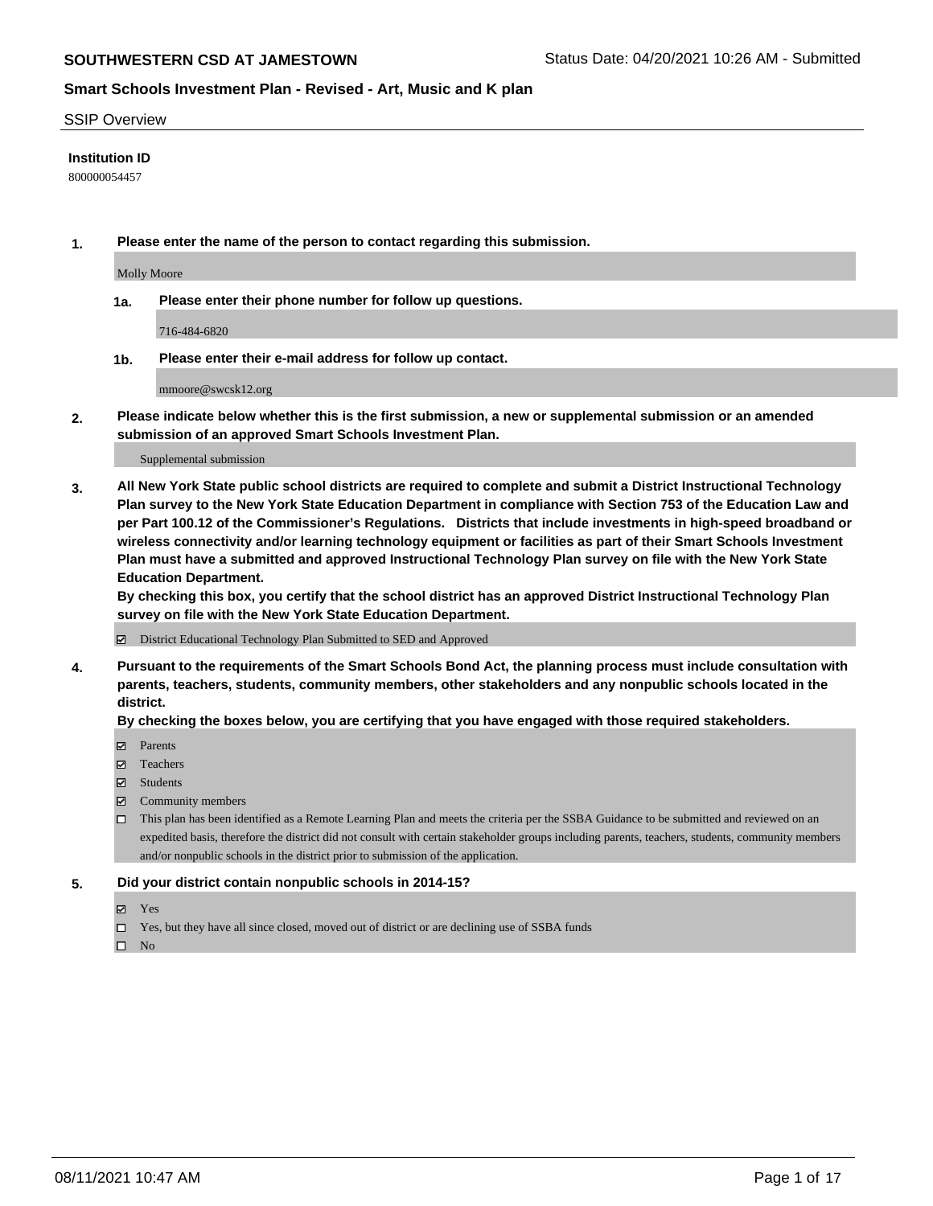## SOUTHWESTERN CSD AT JAMESTOWN

Status Date: 04/20/2021 10:26 AM - Submitted

### Smart Schools Investment Plan - Revised - Art, Music and K plan

SSIP Overview

**Institution ID**

800000054457

**1. Please enter the name of the person to contact regarding this submission.**

Molly Moore

**1a. Please enter their phone number for follow up questions.**

716-484-6820

**1b. Please enter their e-mail address for follow up contact.**

mmoore@swcsk12.org

**2. Please indicate below whether this is the first submission, a new or supplemental submission or an amended submission of an approved Smart Schools Investment Plan.**

Supplemental submission

**3. All New York State public school districts are required to complete and submit a District Instructional Technology Plan survey to the New York State Education Department in compliance with Section 753 of the Education Law and per Part 100.12 of the Commissioner's Regulations. Districts that include investments in high-speed broadband or wireless connectivity and/or learning technology equipment or facilities as part of their Smart Schools Investment Plan must have a submitted and approved Instructional Technology Plan survey on file with the New York State Education Department.**

**By checking this box, you certify that the school district has an approved District Instructional Technology Plan survey on file with the New York State Education Department.**

- [x] District Educational Technology Plan Submitted to SED and Approved

**4. Pursuant to the requirements of the Smart Schools Bond Act, the planning process must include consultation with parents, teachers, students, community members, other stakeholders and any nonpublic schools located in the district.**

**By checking the boxes below, you are certifying that you have engaged with those required stakeholders.**

- [x] Parents
- [x] Teachers
- [x] Students
- [x] Community members
- [ ] This plan has been identified as a Remote Learning Plan and meets the criteria per the SSBA Guidance to be submitted and reviewed on an expedited basis, therefore the district did not consult with certain stakeholder groups including parents, teachers, students, community members and/or nonpublic schools in the district prior to submission of the application.

**5. Did your district contain nonpublic schools in 2014-15?**

- [x] Yes
- [ ] Yes, but they have all since closed, moved out of district or are declining use of SSBA funds
- [ ] No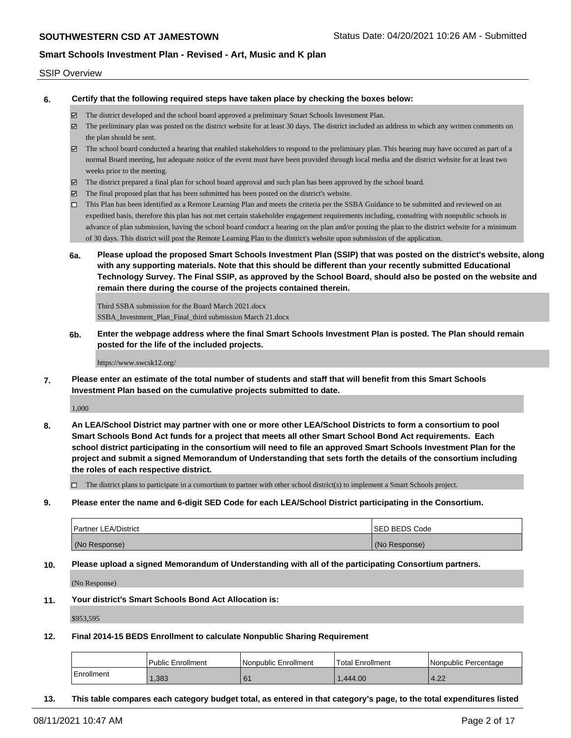SSIP Overview

**6. Certify that the following required steps have taken place by checking the boxes below:**

- ☑ The district developed and the school board approved a preliminary Smart Schools Investment Plan.
- ☑ The preliminary plan was posted on the district website for at least 30 days. The district included an address to which any written comments on the plan should be sent.
- ☑ The school board conducted a hearing that enabled stakeholders to respond to the preliminary plan. This hearing may have occured as part of a normal Board meeting, but adequate notice of the event must have been provided through local media and the district website for at least two weeks prior to the meeting.
- ☑ The district prepared a final plan for school board approval and such plan has been approved by the school board.
- ☑ The final proposed plan that has been submitted has been posted on the district's website.
- ☐ This Plan has been identified as a Remote Learning Plan and meets the criteria per the SSBA Guidance to be submitted and reviewed on an expedited basis, therefore this plan has not met certain stakeholder engagement requirements including, consulting with nonpublic schools in advance of plan submission, having the school board conduct a hearing on the plan and/or posting the plan to the district website for a minimum of 30 days. This district will post the Remote Learning Plan to the district's website upon submission of the application.

**6a. Please upload the proposed Smart Schools Investment Plan (SSIP) that was posted on the district's website, along with any supporting materials. Note that this should be different than your recently submitted Educational Technology Survey. The Final SSIP, as approved by the School Board, should also be posted on the website and remain there during the course of the projects contained therein.**

Third SSBA submission for the Board March 2021.docx
SSBA_Investment_Plan_Final_third submission March 21.docx

**6b. Enter the webpage address where the final Smart Schools Investment Plan is posted. The Plan should remain posted for the life of the included projects.**

https://www.swcsk12.org/

**7. Please enter an estimate of the total number of students and staff that will benefit from this Smart Schools Investment Plan based on the cumulative projects submitted to date.**

1,000

**8. An LEA/School District may partner with one or more other LEA/School Districts to form a consortium to pool Smart Schools Bond Act funds for a project that meets all other Smart School Bond Act requirements. Each school district participating in the consortium will need to file an approved Smart Schools Investment Plan for the project and submit a signed Memorandum of Understanding that sets forth the details of the consortium including the roles of each respective district.**

- ☐ The district plans to participate in a consortium to partner with other school district(s) to implement a Smart Schools project.

**9. Please enter the name and 6-digit SED Code for each LEA/School District participating in the Consortium.**

| Partner LEA/District | SED BEDS Code |
|---|---|
| (No Response) | (No Response) |

**10. Please upload a signed Memorandum of Understanding with all of the participating Consortium partners.**

(No Response)

**11. Your district's Smart Schools Bond Act Allocation is:**

$953,595

**12. Final 2014-15 BEDS Enrollment to calculate Nonpublic Sharing Requirement**

| | Public Enrollment | Nonpublic Enrollment | Total Enrollment | Nonpublic Percentage |
|---|---|---|---|---|
| Enrollment | 1,383 | 61 | 1,444.00 | 4.22 |

**13. This table compares each category budget total, as entered in that category's page, to the total expenditures listed**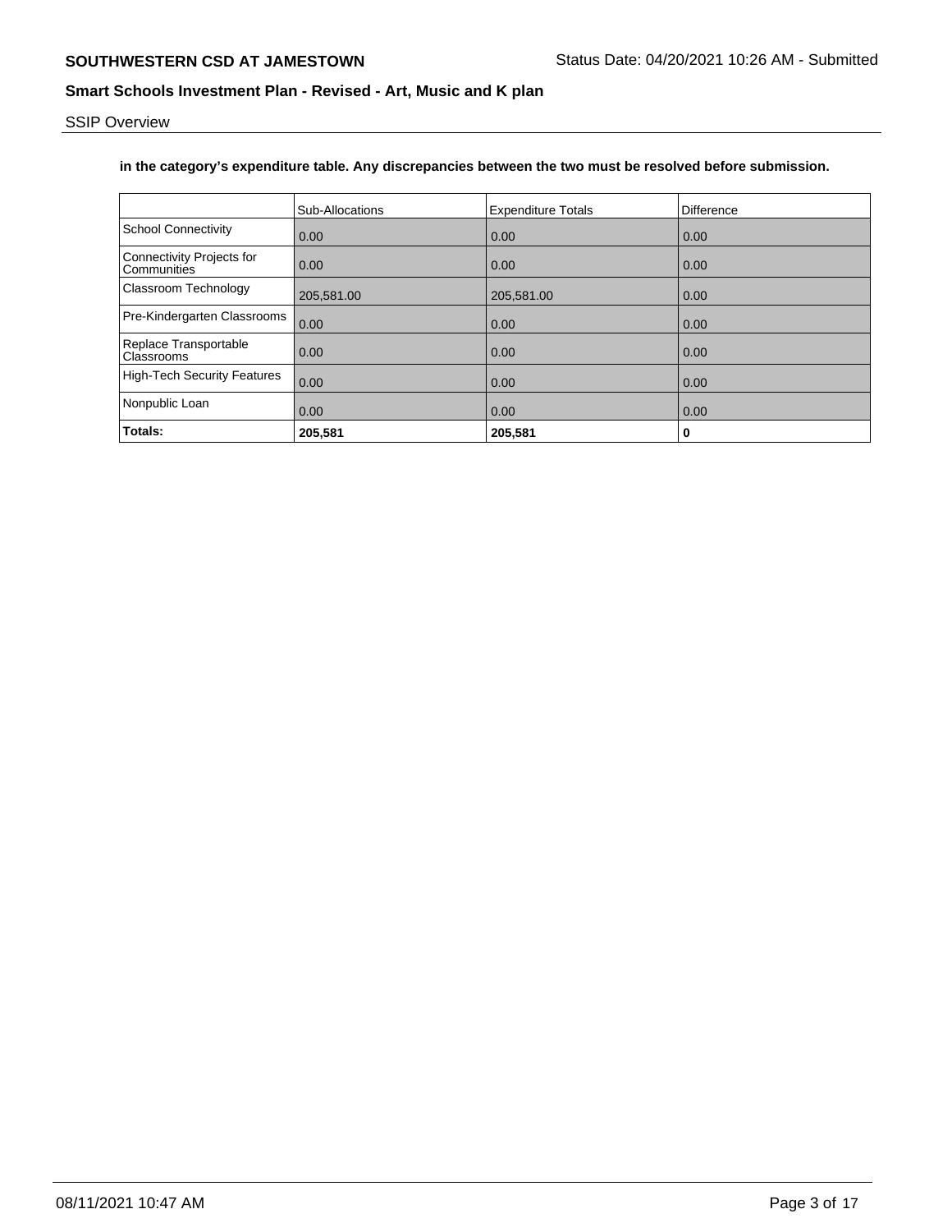**in the category's expenditure table. Any discrepancies between the two must be resolved before submission.**

| | Sub-Allocations | Expenditure Totals | Difference |
|---|---|---|---|
| School Connectivity | 0.00 | 0.00 | 0.00 |
| Connectivity Projects for Communities | 0.00 | 0.00 | 0.00 |
| Classroom Technology | 205,581.00 | 205,581.00 | 0.00 |
| Pre-Kindergarten Classrooms | 0.00 | 0.00 | 0.00 |
| Replace Transportable Classrooms | 0.00 | 0.00 | 0.00 |
| High-Tech Security Features | 0.00 | 0.00 | 0.00 |
| Nonpublic Loan | 0.00 | 0.00 | 0.00 |
| **Totals:** | **205,581** | **205,581** | **0** |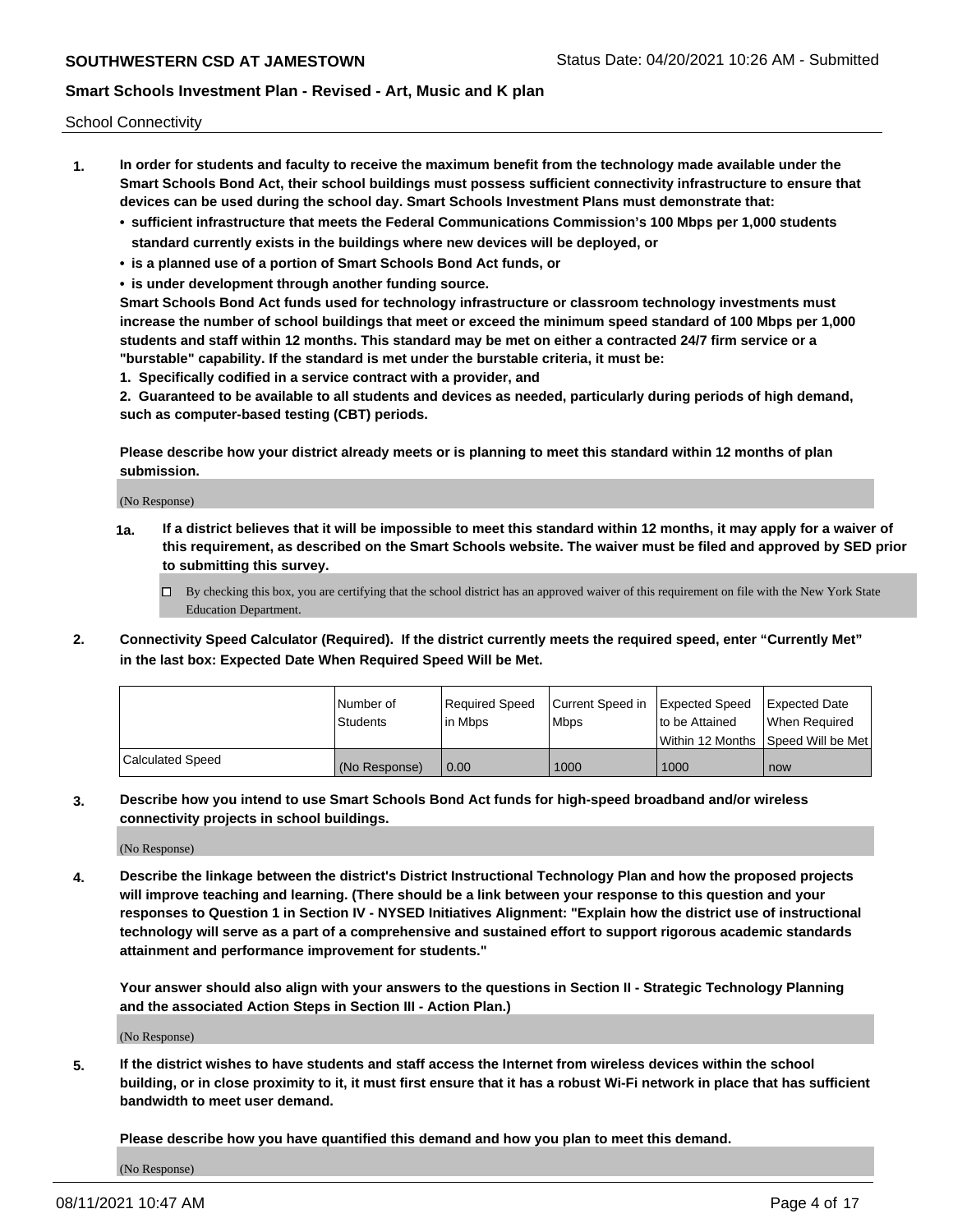School Connectivity

1. **In order for students and faculty to receive the maximum benefit from the technology made available under the Smart Schools Bond Act, their school buildings must possess sufficient connectivity infrastructure to ensure that devices can be used during the school day. Smart Schools Investment Plans must demonstrate that:**
   - **sufficient infrastructure that meets the Federal Communications Commission's 100 Mbps per 1,000 students standard currently exists in the buildings where new devices will be deployed, or**
   - **is a planned use of a portion of Smart Schools Bond Act funds, or**
   - **is under development through another funding source.**

   **Smart Schools Bond Act funds used for technology infrastructure or classroom technology investments must increase the number of school buildings that meet or exceed the minimum speed standard of 100 Mbps per 1,000 students and staff within 12 months. This standard may be met on either a contracted 24/7 firm service or a "burstable" capability. If the standard is met under the burstable criteria, it must be:**

   **1. Specifically codified in a service contract with a provider, and**

   **2. Guaranteed to be available to all students and devices as needed, particularly during periods of high demand, such as computer-based testing (CBT) periods.**

   **Please describe how your district already meets or is planning to meet this standard within 12 months of plan submission.**

   (No Response)

   **1a. If a district believes that it will be impossible to meet this standard within 12 months, it may apply for a waiver of this requirement, as described on the Smart Schools website. The waiver must be filed and approved by SED prior to submitting this survey.**

   ☐ By checking this box, you are certifying that the school district has an approved waiver of this requirement on file with the New York State Education Department.

2. **Connectivity Speed Calculator (Required). If the district currently meets the required speed, enter "Currently Met" in the last box: Expected Date When Required Speed Will be Met.**

| | Number of Students | Required Speed in Mbps | Current Speed in Mbps | Expected Speed to be Attained Within 12 Months | Expected Date When Required Speed Will be Met |
|---|---|---|---|---|---|
| Calculated Speed | (No Response) | 0.00 | 1000 | 1000 | now |

3. **Describe how you intend to use Smart Schools Bond Act funds for high-speed broadband and/or wireless connectivity projects in school buildings.**

   (No Response)

4. **Describe the linkage between the district's District Instructional Technology Plan and how the proposed projects will improve teaching and learning. (There should be a link between your response to this question and your responses to Question 1 in Section IV - NYSED Initiatives Alignment: "Explain how the district use of instructional technology will serve as a part of a comprehensive and sustained effort to support rigorous academic standards attainment and performance improvement for students."**

   **Your answer should also align with your answers to the questions in Section II - Strategic Technology Planning and the associated Action Steps in Section III - Action Plan.)**

   (No Response)

5. **If the district wishes to have students and staff access the Internet from wireless devices within the school building, or in close proximity to it, it must first ensure that it has a robust Wi-Fi network in place that has sufficient bandwidth to meet user demand.**

   **Please describe how you have quantified this demand and how you plan to meet this demand.**

   (No Response)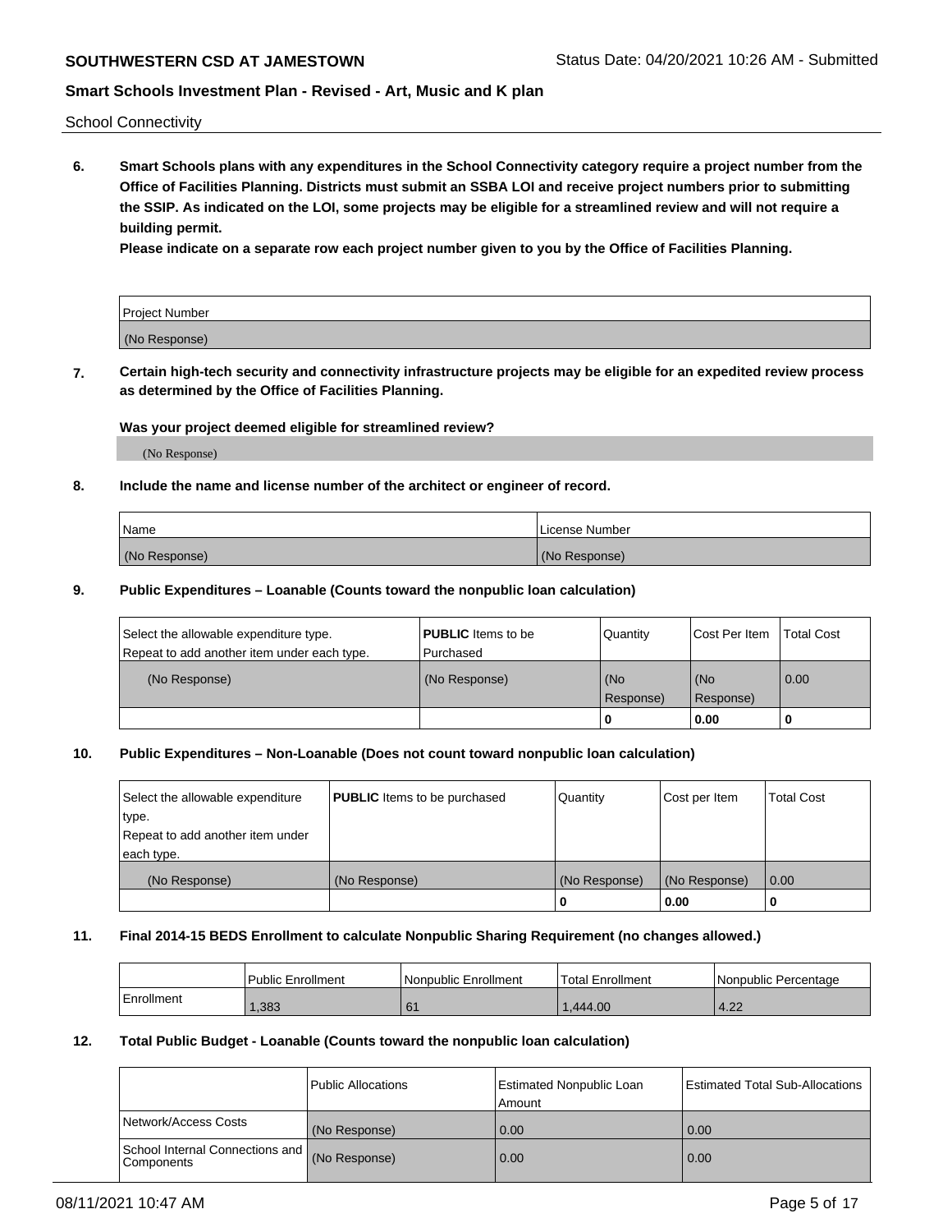School Connectivity

**6. Smart Schools plans with any expenditures in the School Connectivity category require a project number from the Office of Facilities Planning. Districts must submit an SSBA LOI and receive project numbers prior to submitting the SSIP. As indicated on the LOI, some projects may be eligible for a streamlined review and will not require a building permit.**

**Please indicate on a separate row each project number given to you by the Office of Facilities Planning.**

| Project Number |
| --- |
| (No Response) |

**7. Certain high-tech security and connectivity infrastructure projects may be eligible for an expedited review process as determined by the Office of Facilities Planning.**

**Was your project deemed eligible for streamlined review?**

(No Response)

**8. Include the name and license number of the architect or engineer of record.**

| Name | License Number |
| --- | --- |
| (No Response) | (No Response) |

**9. Public Expenditures – Loanable (Counts toward the nonpublic loan calculation)**

| Select the allowable expenditure type. Repeat to add another item under each type. | **PUBLIC** Items to be Purchased | Quantity | Cost Per Item | Total Cost |
| --- | --- | --- | --- | --- |
| (No Response) | (No Response) | (No Response) | (No Response) | 0.00 |
| | | 0 | 0.00 | 0 |

**10. Public Expenditures – Non-Loanable (Does not count toward nonpublic loan calculation)**

| Select the allowable expenditure type. Repeat to add another item under each type. | **PUBLIC** Items to be purchased | Quantity | Cost per Item | Total Cost |
| --- | --- | --- | --- | --- |
| (No Response) | (No Response) | (No Response) | (No Response) | 0.00 |
| | | 0 | 0.00 | 0 |

**11. Final 2014-15 BEDS Enrollment to calculate Nonpublic Sharing Requirement (no changes allowed.)**

| | Public Enrollment | Nonpublic Enrollment | Total Enrollment | Nonpublic Percentage |
| --- | --- | --- | --- | --- |
| Enrollment | 1,383 | 61 | 1,444.00 | 4.22 |

**12. Total Public Budget - Loanable (Counts toward the nonpublic loan calculation)**

| | Public Allocations | Estimated Nonpublic Loan Amount | Estimated Total Sub-Allocations |
| --- | --- | --- | --- |
| Network/Access Costs | (No Response) | 0.00 | 0.00 |
| School Internal Connections and Components | (No Response) | 0.00 | 0.00 |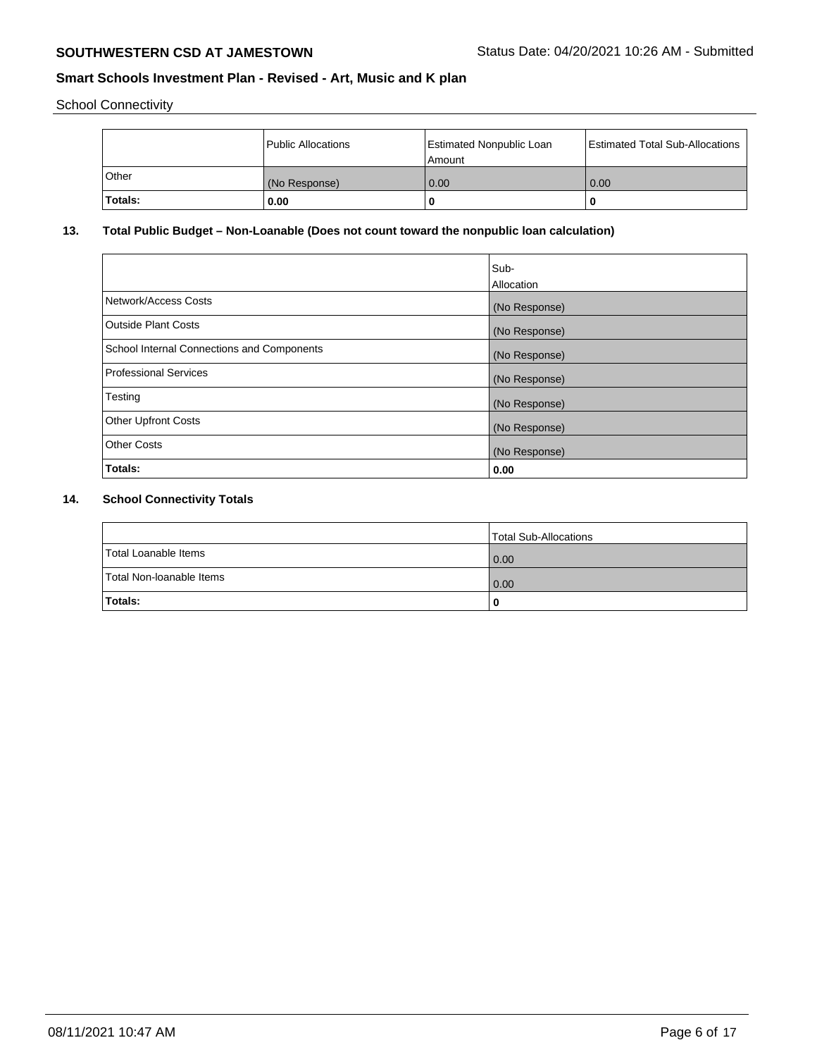School Connectivity

| | Public Allocations | Estimated Nonpublic Loan Amount | Estimated Total Sub-Allocations |
|---|---|---|---|
| Other | (No Response) | 0.00 | 0.00 |
| **Totals:** | **0.00** | **0** | **0** |

## 13. Total Public Budget – Non-Loanable (Does not count toward the nonpublic loan calculation)

| | Sub-Allocation |
|---|---|
| Network/Access Costs | (No Response) |
| Outside Plant Costs | (No Response) |
| School Internal Connections and Components | (No Response) |
| Professional Services | (No Response) |
| Testing | (No Response) |
| Other Upfront Costs | (No Response) |
| Other Costs | (No Response) |
| **Totals:** | **0.00** |

## 14. School Connectivity Totals

| | Total Sub-Allocations |
|---|---|
| Total Loanable Items | 0.00 |
| Total Non-loanable Items | 0.00 |
| **Totals:** | **0** |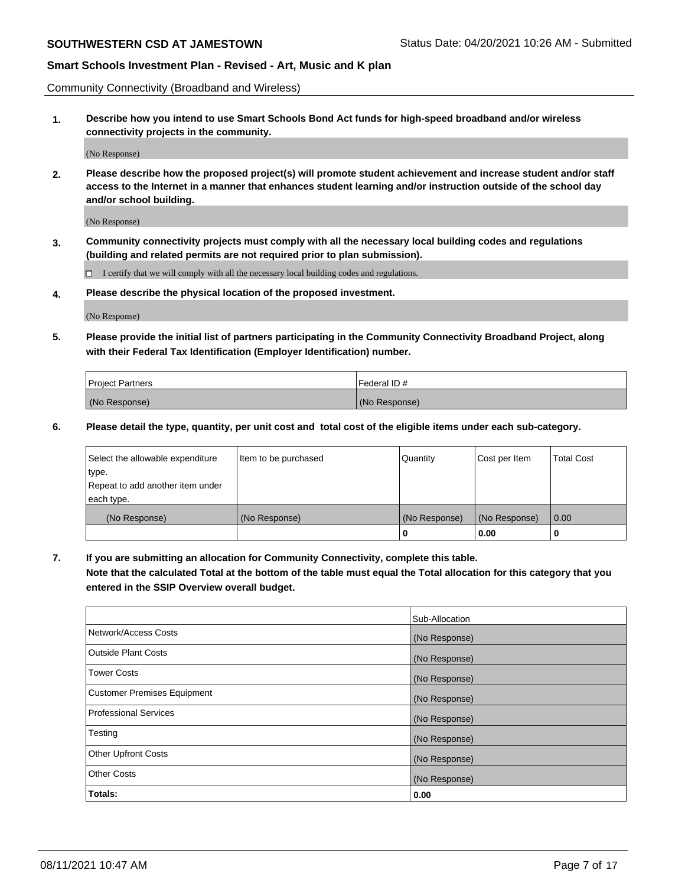Community Connectivity (Broadband and Wireless)

**1. Describe how you intend to use Smart Schools Bond Act funds for high-speed broadband and/or wireless connectivity projects in the community.**

(No Response)

**2. Please describe how the proposed project(s) will promote student achievement and increase student and/or staff access to the Internet in a manner that enhances student learning and/or instruction outside of the school day and/or school building.**

(No Response)

**3. Community connectivity projects must comply with all the necessary local building codes and regulations (building and related permits are not required prior to plan submission).**

☐ I certify that we will comply with all the necessary local building codes and regulations.

**4. Please describe the physical location of the proposed investment.**

(No Response)

**5. Please provide the initial list of partners participating in the Community Connectivity Broadband Project, along with their Federal Tax Identification (Employer Identification) number.**

| Project Partners | Federal ID # |
|---|---|
| (No Response) | (No Response) |

**6. Please detail the type, quantity, per unit cost and total cost of the eligible items under each sub-category.**

| Select the allowable expenditure type. Repeat to add another item under each type. | Item to be purchased | Quantity | Cost per Item | Total Cost |
|---|---|---|---|---|
| (No Response) | (No Response) | (No Response) | (No Response) | 0.00 |
| | | **0** | **0.00** | **0** |

**7. If you are submitting an allocation for Community Connectivity, complete this table. Note that the calculated Total at the bottom of the table must equal the Total allocation for this category that you entered in the SSIP Overview overall budget.**

| | Sub-Allocation |
|---|---|
| Network/Access Costs | (No Response) |
| Outside Plant Costs | (No Response) |
| Tower Costs | (No Response) |
| Customer Premises Equipment | (No Response) |
| Professional Services | (No Response) |
| Testing | (No Response) |
| Other Upfront Costs | (No Response) |
| Other Costs | (No Response) |
| **Totals:** | **0.00** |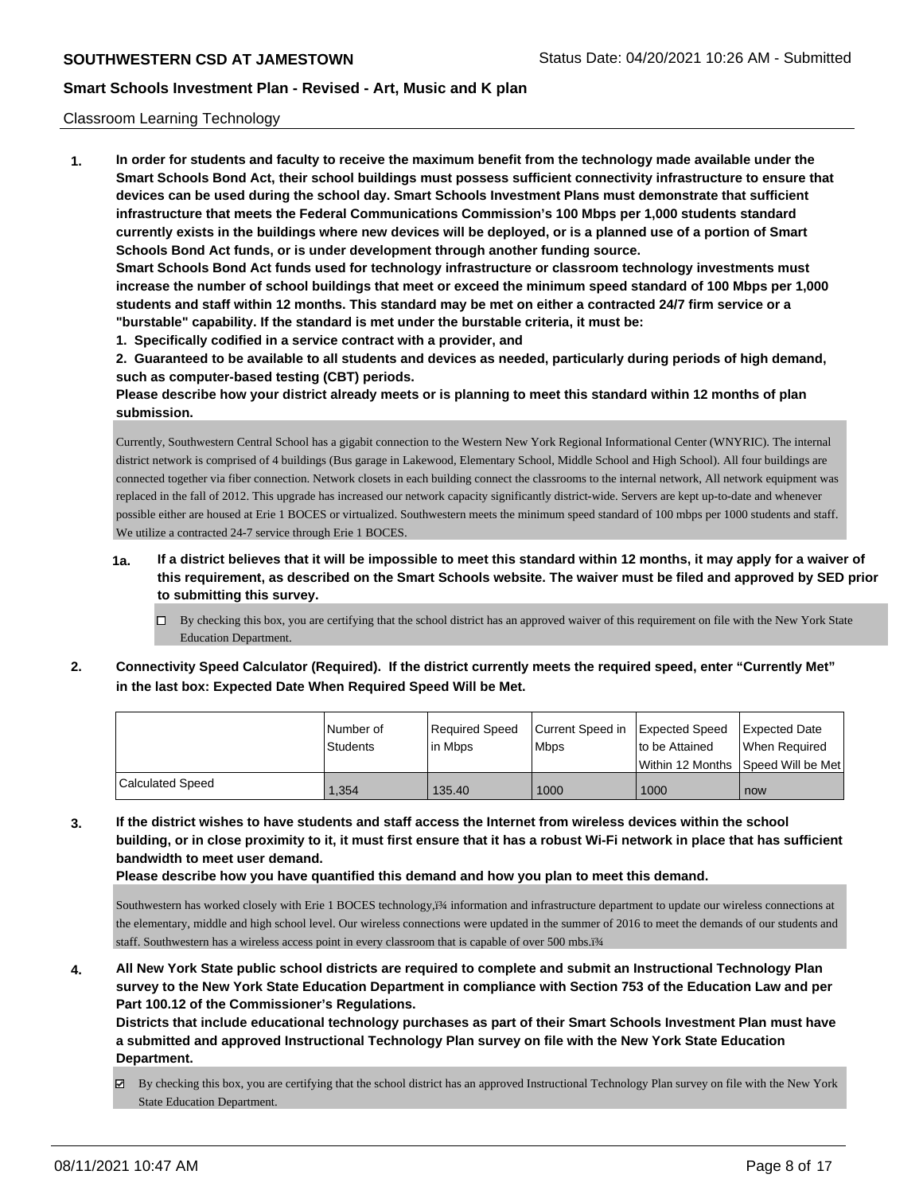## Classroom Learning Technology

**1. In order for students and faculty to receive the maximum benefit from the technology made available under the Smart Schools Bond Act, their school buildings must possess sufficient connectivity infrastructure to ensure that devices can be used during the school day. Smart Schools Investment Plans must demonstrate that sufficient infrastructure that meets the Federal Communications Commission's 100 Mbps per 1,000 students standard currently exists in the buildings where new devices will be deployed, or is a planned use of a portion of Smart Schools Bond Act funds, or is under development through another funding source.**

**Smart Schools Bond Act funds used for technology infrastructure or classroom technology investments must increase the number of school buildings that meet or exceed the minimum speed standard of 100 Mbps per 1,000 students and staff within 12 months. This standard may be met on either a contracted 24/7 firm service or a "burstable" capability. If the standard is met under the burstable criteria, it must be:**

**1. Specifically codified in a service contract with a provider, and**

**2. Guaranteed to be available to all students and devices as needed, particularly during periods of high demand, such as computer-based testing (CBT) periods.**

**Please describe how your district already meets or is planning to meet this standard within 12 months of plan submission.**

Currently, Southwestern Central School has a gigabit connection to the Western New York Regional Informational Center (WNYRIC). The internal district network is comprised of 4 buildings (Bus garage in Lakewood, Elementary School, Middle School and High School). All four buildings are connected together via fiber connection. Network closets in each building connect the classrooms to the internal network, All network equipment was replaced in the fall of 2012. This upgrade has increased our network capacity significantly district-wide. Servers are kept up-to-date and whenever possible either are housed at Erie 1 BOCES or virtualized. Southwestern meets the minimum speed standard of 100 mbps per 1000 students and staff. We utilize a contracted 24-7 service through Erie 1 BOCES.

**1a. If a district believes that it will be impossible to meet this standard within 12 months, it may apply for a waiver of this requirement, as described on the Smart Schools website. The waiver must be filed and approved by SED prior to submitting this survey.**

- ☐ By checking this box, you are certifying that the school district has an approved waiver of this requirement on file with the New York State Education Department.

**2. Connectivity Speed Calculator (Required). If the district currently meets the required speed, enter "Currently Met" in the last box: Expected Date When Required Speed Will be Met.**

| | Number of Students | Required Speed in Mbps | Current Speed in Mbps | Expected Speed to be Attained Within 12 Months | Expected Date When Required Speed Will be Met |
|---|---|---|---|---|---|
| Calculated Speed | 1,354 | 135.40 | 1000 | 1000 | now |

**3. If the district wishes to have students and staff access the Internet from wireless devices within the school building, or in close proximity to it, it must first ensure that it has a robust Wi-Fi network in place that has sufficient bandwidth to meet user demand.**

**Please describe how you have quantified this demand and how you plan to meet this demand.**

Southwestern has worked closely with Erie 1 BOCES technology,ï¾ information and infrastructure department to update our wireless connections at the elementary, middle and high school level. Our wireless connections were updated in the summer of 2016 to meet the demands of our students and staff. Southwestern has a wireless access point in every classroom that is capable of over 500 mbs.ï¾

**4. All New York State public school districts are required to complete and submit an Instructional Technology Plan survey to the New York State Education Department in compliance with Section 753 of the Education Law and per Part 100.12 of the Commissioner's Regulations.**

**Districts that include educational technology purchases as part of their Smart Schools Investment Plan must have a submitted and approved Instructional Technology Plan survey on file with the New York State Education Department.**

- ☑ By checking this box, you are certifying that the school district has an approved Instructional Technology Plan survey on file with the New York State Education Department.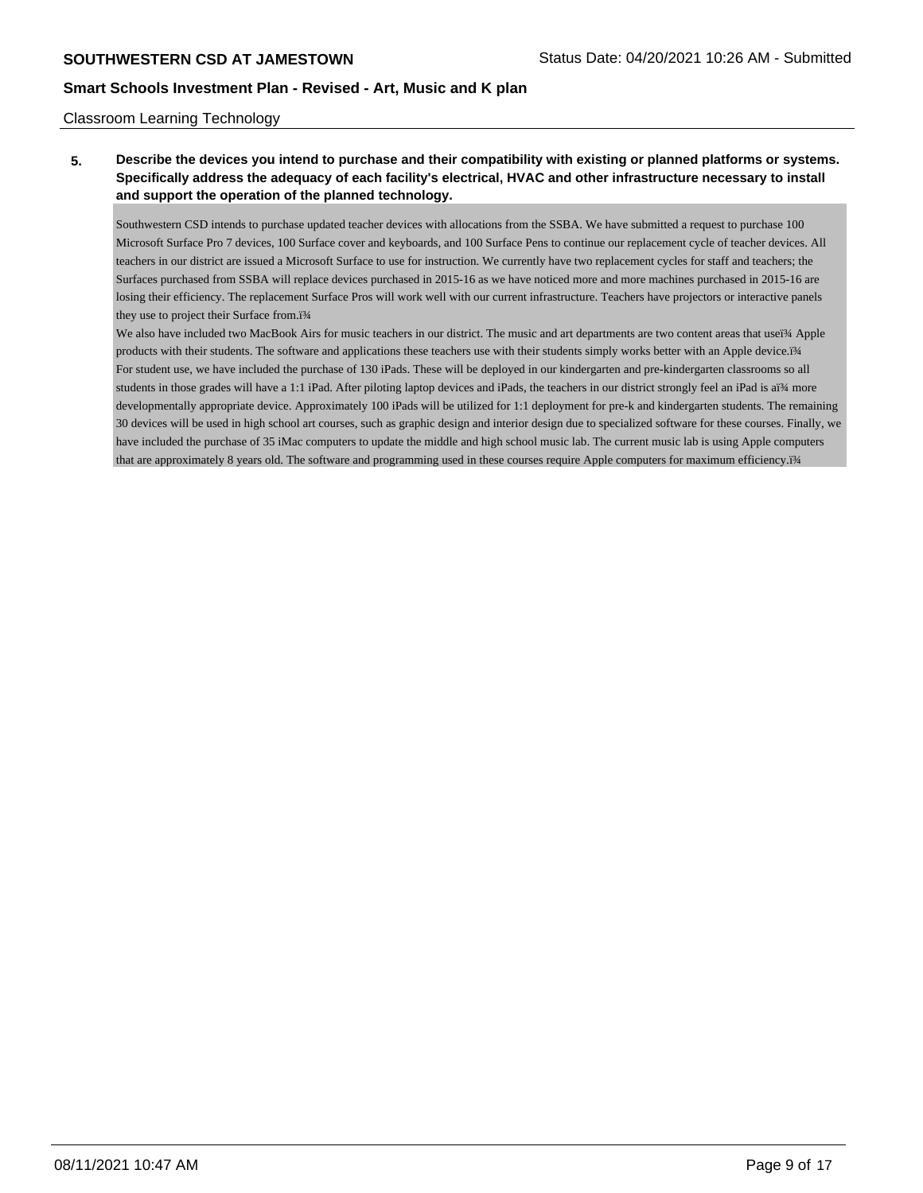Classroom Learning Technology

**5. Describe the devices you intend to purchase and their compatibility with existing or planned platforms or systems. Specifically address the adequacy of each facility's electrical, HVAC and other infrastructure necessary to install and support the operation of the planned technology.**

Southwestern CSD intends to purchase updated teacher devices with allocations from the SSBA. We have submitted a request to purchase 100 Microsoft Surface Pro 7 devices, 100 Surface cover and keyboards, and 100 Surface Pens to continue our replacement cycle of teacher devices. All teachers in our district are issued a Microsoft Surface to use for instruction. We currently have two replacement cycles for staff and teachers; the Surfaces purchased from SSBA will replace devices purchased in 2015-16 as we have noticed more and more machines purchased in 2015-16 are losing their efficiency. The replacement Surface Pros will work well with our current infrastructure. Teachers have projectors or interactive panels they use to project their Surface from.ï¾

We also have included two MacBook Airs for music teachers in our district. The music and art departments are two content areas that useï¾ Apple products with their students. The software and applications these teachers use with their students simply works better with an Apple device.ï¾

For student use, we have included the purchase of 130 iPads. These will be deployed in our kindergarten and pre-kindergarten classrooms so all students in those grades will have a 1:1 iPad. After piloting laptop devices and iPads, the teachers in our district strongly feel an iPad is aï¾ more developmentally appropriate device. Approximately 100 iPads will be utilized for 1:1 deployment for pre-k and kindergarten students. The remaining 30 devices will be used in high school art courses, such as graphic design and interior design due to specialized software for these courses. Finally, we have included the purchase of 35 iMac computers to update the middle and high school music lab. The current music lab is using Apple computers that are approximately 8 years old. The software and programming used in these courses require Apple computers for maximum efficiency.ï¾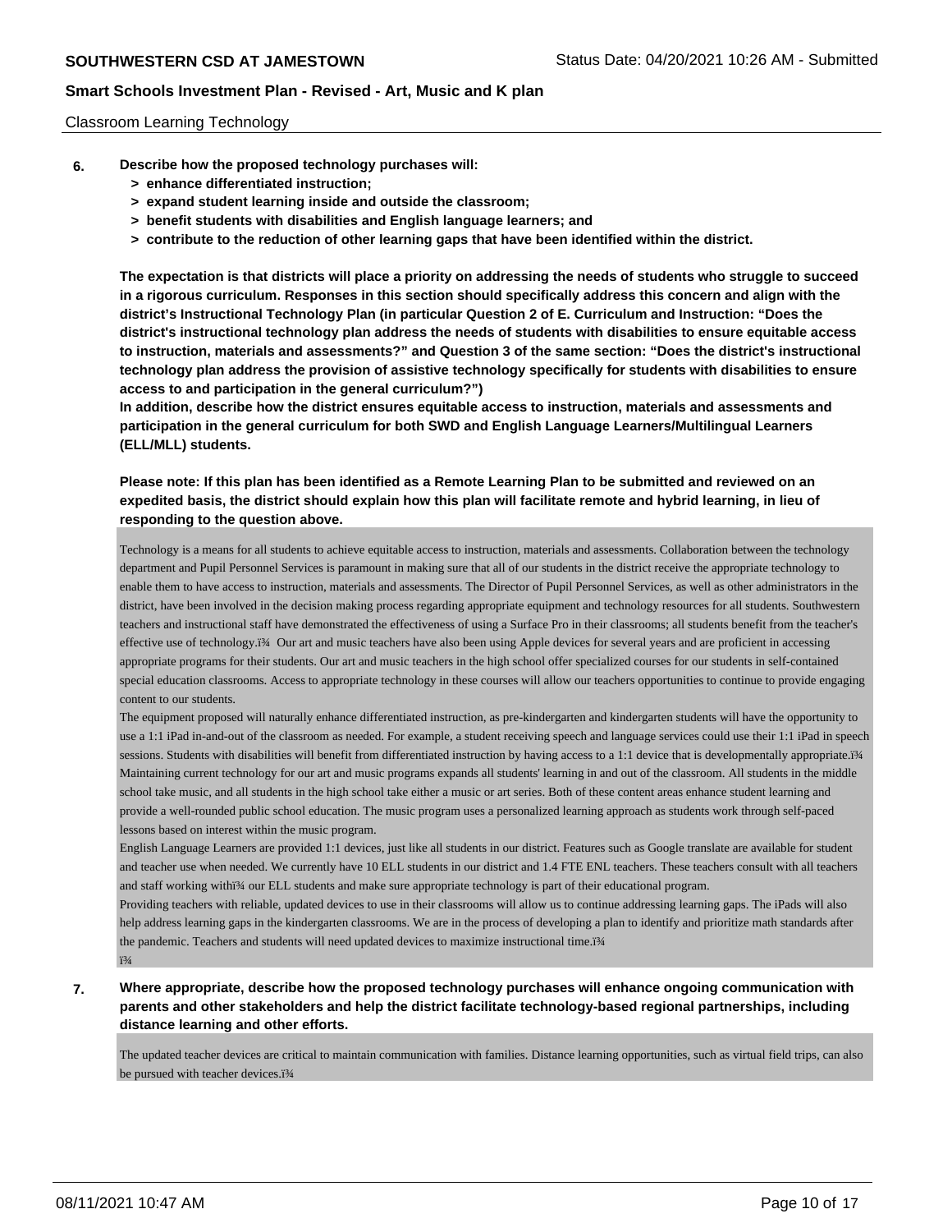Classroom Learning Technology

**6. Describe how the proposed technology purchases will:**

- **> enhance differentiated instruction;**
- **> expand student learning inside and outside the classroom;**
- **> benefit students with disabilities and English language learners; and**
- **> contribute to the reduction of other learning gaps that have been identified within the district.**

**The expectation is that districts will place a priority on addressing the needs of students who struggle to succeed in a rigorous curriculum. Responses in this section should specifically address this concern and align with the district's Instructional Technology Plan (in particular Question 2 of E. Curriculum and Instruction: "Does the district's instructional technology plan address the needs of students with disabilities to ensure equitable access to instruction, materials and assessments?" and Question 3 of the same section: "Does the district's instructional technology plan address the provision of assistive technology specifically for students with disabilities to ensure access to and participation in the general curriculum?")**

**In addition, describe how the district ensures equitable access to instruction, materials and assessments and participation in the general curriculum for both SWD and English Language Learners/Multilingual Learners (ELL/MLL) students.**

**Please note: If this plan has been identified as a Remote Learning Plan to be submitted and reviewed on an expedited basis, the district should explain how this plan will facilitate remote and hybrid learning, in lieu of responding to the question above.**

Technology is a means for all students to achieve equitable access to instruction, materials and assessments. Collaboration between the technology department and Pupil Personnel Services is paramount in making sure that all of our students in the district receive the appropriate technology to enable them to have access to instruction, materials and assessments. The Director of Pupil Personnel Services, as well as other administrators in the district, have been involved in the decision making process regarding appropriate equipment and technology resources for all students. Southwestern teachers and instructional staff have demonstrated the effectiveness of using a Surface Pro in their classrooms; all students benefit from the teacher's effective use of technology.ï¾ Our art and music teachers have also been using Apple devices for several years and are proficient in accessing appropriate programs for their students. Our art and music teachers in the high school offer specialized courses for our students in self-contained special education classrooms. Access to appropriate technology in these courses will allow our teachers opportunities to continue to provide engaging content to our students.

The equipment proposed will naturally enhance differentiated instruction, as pre-kindergarten and kindergarten students will have the opportunity to use a 1:1 iPad in-and-out of the classroom as needed. For example, a student receiving speech and language services could use their 1:1 iPad in speech sessions. Students with disabilities will benefit from differentiated instruction by having access to a 1:1 device that is developmentally appropriate.ï¾ Maintaining current technology for our art and music programs expands all students' learning in and out of the classroom. All students in the middle school take music, and all students in the high school take either a music or art series. Both of these content areas enhance student learning and provide a well-rounded public school education. The music program uses a personalized learning approach as students work through self-paced lessons based on interest within the music program.

English Language Learners are provided 1:1 devices, just like all students in our district. Features such as Google translate are available for student and teacher use when needed. We currently have 10 ELL students in our district and 1.4 FTE ENL teachers. These teachers consult with all teachers and staff working withï¾ our ELL students and make sure appropriate technology is part of their educational program.

Providing teachers with reliable, updated devices to use in their classrooms will allow us to continue addressing learning gaps. The iPads will also help address learning gaps in the kindergarten classrooms. We are in the process of developing a plan to identify and prioritize math standards after the pandemic. Teachers and students will need updated devices to maximize instructional time.ï¾

ï¾

**7. Where appropriate, describe how the proposed technology purchases will enhance ongoing communication with parents and other stakeholders and help the district facilitate technology-based regional partnerships, including distance learning and other efforts.**

The updated teacher devices are critical to maintain communication with families. Distance learning opportunities, such as virtual field trips, can also be pursued with teacher devices.ï¾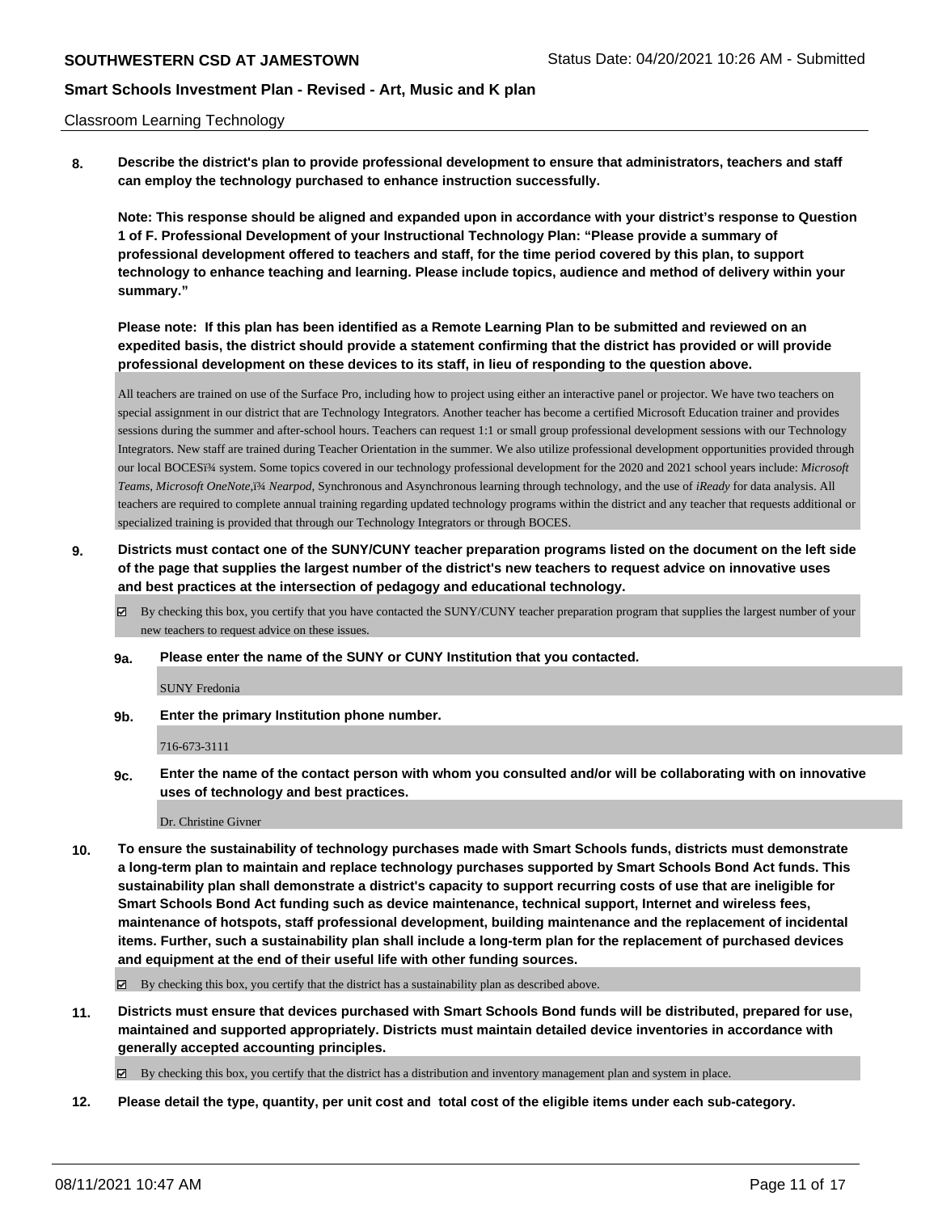Classroom Learning Technology

**8. Describe the district's plan to provide professional development to ensure that administrators, teachers and staff can employ the technology purchased to enhance instruction successfully.**

**Note: This response should be aligned and expanded upon in accordance with your district's response to Question 1 of F. Professional Development of your Instructional Technology Plan: "Please provide a summary of professional development offered to teachers and staff, for the time period covered by this plan, to support technology to enhance teaching and learning. Please include topics, audience and method of delivery within your summary."**

**Please note: If this plan has been identified as a Remote Learning Plan to be submitted and reviewed on an expedited basis, the district should provide a statement confirming that the district has provided or will provide professional development on these devices to its staff, in lieu of responding to the question above.**

All teachers are trained on use of the Surface Pro, including how to project using either an interactive panel or projector. We have two teachers on special assignment in our district that are Technology Integrators. Another teacher has become a certified Microsoft Education trainer and provides sessions during the summer and after-school hours. Teachers can request 1:1 or small group professional development sessions with our Technology Integrators. New staff are trained during Teacher Orientation in the summer. We also utilize professional development opportunities provided through our local BOCESï¾ system. Some topics covered in our technology professional development for the 2020 and 2021 school years include: *Microsoft Teams*, *Microsoft OneNote*,ï¾ *Nearpod*, Synchronous and Asynchronous learning through technology, and the use of *iReady* for data analysis. All teachers are required to complete annual training regarding updated technology programs within the district and any teacher that requests additional or specialized training is provided that through our Technology Integrators or through BOCES.

**9. Districts must contact one of the SUNY/CUNY teacher preparation programs listed on the document on the left side of the page that supplies the largest number of the district's new teachers to request advice on innovative uses and best practices at the intersection of pedagogy and educational technology.**

☑ By checking this box, you certify that you have contacted the SUNY/CUNY teacher preparation program that supplies the largest number of your new teachers to request advice on these issues.

**9a. Please enter the name of the SUNY or CUNY Institution that you contacted.**

SUNY Fredonia

**9b. Enter the primary Institution phone number.**

716-673-3111

**9c. Enter the name of the contact person with whom you consulted and/or will be collaborating with on innovative uses of technology and best practices.**

Dr. Christine Givner

**10. To ensure the sustainability of technology purchases made with Smart Schools funds, districts must demonstrate a long-term plan to maintain and replace technology purchases supported by Smart Schools Bond Act funds. This sustainability plan shall demonstrate a district's capacity to support recurring costs of use that are ineligible for Smart Schools Bond Act funding such as device maintenance, technical support, Internet and wireless fees, maintenance of hotspots, staff professional development, building maintenance and the replacement of incidental items. Further, such a sustainability plan shall include a long-term plan for the replacement of purchased devices and equipment at the end of their useful life with other funding sources.**

☑ By checking this box, you certify that the district has a sustainability plan as described above.

**11. Districts must ensure that devices purchased with Smart Schools Bond funds will be distributed, prepared for use, maintained and supported appropriately. Districts must maintain detailed device inventories in accordance with generally accepted accounting principles.**

☑ By checking this box, you certify that the district has a distribution and inventory management plan and system in place.

**12. Please detail the type, quantity, per unit cost and total cost of the eligible items under each sub-category.**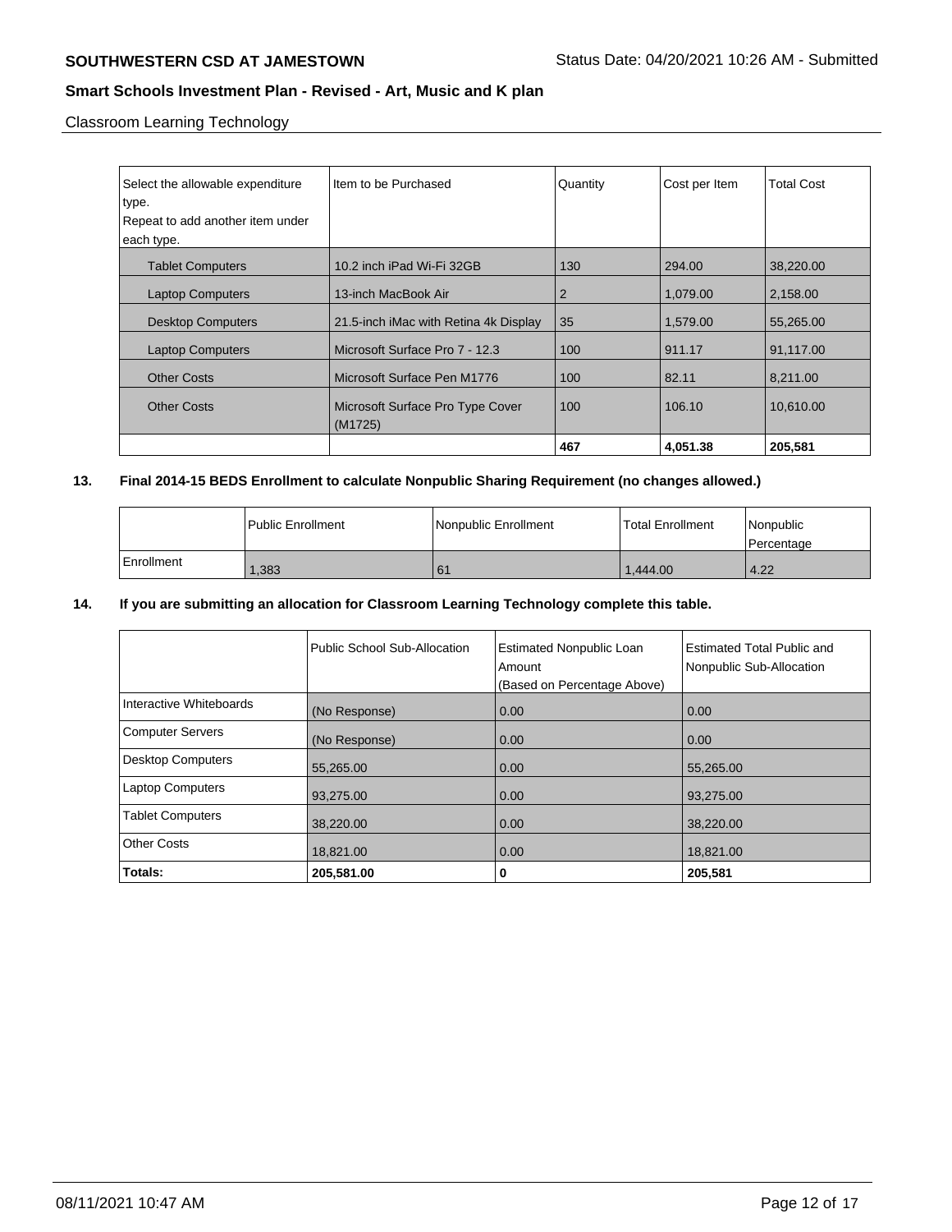Classroom Learning Technology

| Select the allowable expenditure type. Repeat to add another item under each type. | Item to be Purchased | Quantity | Cost per Item | Total Cost |
|---|---|---|---|---|
| Tablet Computers | 10.2 inch iPad Wi-Fi 32GB | 130 | 294.00 | 38,220.00 |
| Laptop Computers | 13-inch MacBook Air | 2 | 1,079.00 | 2,158.00 |
| Desktop Computers | 21.5-inch iMac with Retina 4k Display | 35 | 1,579.00 | 55,265.00 |
| Laptop Computers | Microsoft Surface Pro 7 - 12.3 | 100 | 911.17 | 91,117.00 |
| Other Costs | Microsoft Surface Pen M1776 | 100 | 82.11 | 8,211.00 |
| Other Costs | Microsoft Surface Pro Type Cover (M1725) | 100 | 106.10 | 10,610.00 |
| | | **467** | **4,051.38** | **205,581** |

**13. Final 2014-15 BEDS Enrollment to calculate Nonpublic Sharing Requirement (no changes allowed.)**

| | Public Enrollment | Nonpublic Enrollment | Total Enrollment | Nonpublic Percentage |
|---|---|---|---|---|
| Enrollment | 1,383 | 61 | 1,444.00 | 4.22 |

**14. If you are submitting an allocation for Classroom Learning Technology complete this table.**

| | Public School Sub-Allocation | Estimated Nonpublic Loan Amount (Based on Percentage Above) | Estimated Total Public and Nonpublic Sub-Allocation |
|---|---|---|---|
| Interactive Whiteboards | (No Response) | 0.00 | 0.00 |
| Computer Servers | (No Response) | 0.00 | 0.00 |
| Desktop Computers | 55,265.00 | 0.00 | 55,265.00 |
| Laptop Computers | 93,275.00 | 0.00 | 93,275.00 |
| Tablet Computers | 38,220.00 | 0.00 | 38,220.00 |
| Other Costs | 18,821.00 | 0.00 | 18,821.00 |
| **Totals:** | **205,581.00** | **0** | **205,581** |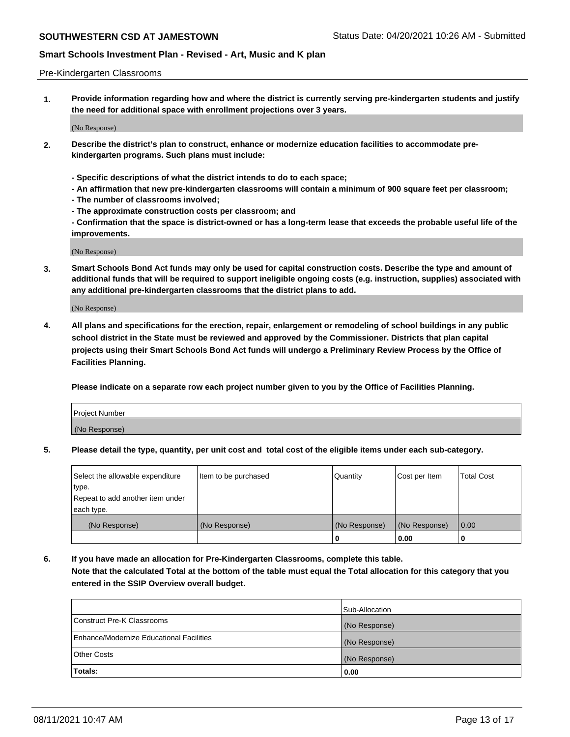Pre-Kindergarten Classrooms

**1. Provide information regarding how and where the district is currently serving pre-kindergarten students and justify the need for additional space with enrollment projections over 3 years.**

(No Response)

**2. Describe the district's plan to construct, enhance or modernize education facilities to accommodate pre-kindergarten programs. Such plans must include:**

**- Specific descriptions of what the district intends to do to each space;**
**- An affirmation that new pre-kindergarten classrooms will contain a minimum of 900 square feet per classroom;**
**- The number of classrooms involved;**
**- The approximate construction costs per classroom; and**
**- Confirmation that the space is district-owned or has a long-term lease that exceeds the probable useful life of the improvements.**

(No Response)

**3. Smart Schools Bond Act funds may only be used for capital construction costs. Describe the type and amount of additional funds that will be required to support ineligible ongoing costs (e.g. instruction, supplies) associated with any additional pre-kindergarten classrooms that the district plans to add.**

(No Response)

**4. All plans and specifications for the erection, repair, enlargement or remodeling of school buildings in any public school district in the State must be reviewed and approved by the Commissioner. Districts that plan capital projects using their Smart Schools Bond Act funds will undergo a Preliminary Review Process by the Office of Facilities Planning.**

**Please indicate on a separate row each project number given to you by the Office of Facilities Planning.**

| Project Number |
|---|
| (No Response) |

**5. Please detail the type, quantity, per unit cost and total cost of the eligible items under each sub-category.**

| Select the allowable expenditure type. Repeat to add another item under each type. | Item to be purchased | Quantity | Cost per Item | Total Cost |
|---|---|---|---|---|
| (No Response) | (No Response) | (No Response) | (No Response) | 0.00 |
| | | 0 | 0.00 | 0 |

**6. If you have made an allocation for Pre-Kindergarten Classrooms, complete this table.**
**Note that the calculated Total at the bottom of the table must equal the Total allocation for this category that you entered in the SSIP Overview overall budget.**

| | Sub-Allocation |
|---|---|
| Construct Pre-K Classrooms | (No Response) |
| Enhance/Modernize Educational Facilities | (No Response) |
| Other Costs | (No Response) |
| **Totals:** | 0.00 |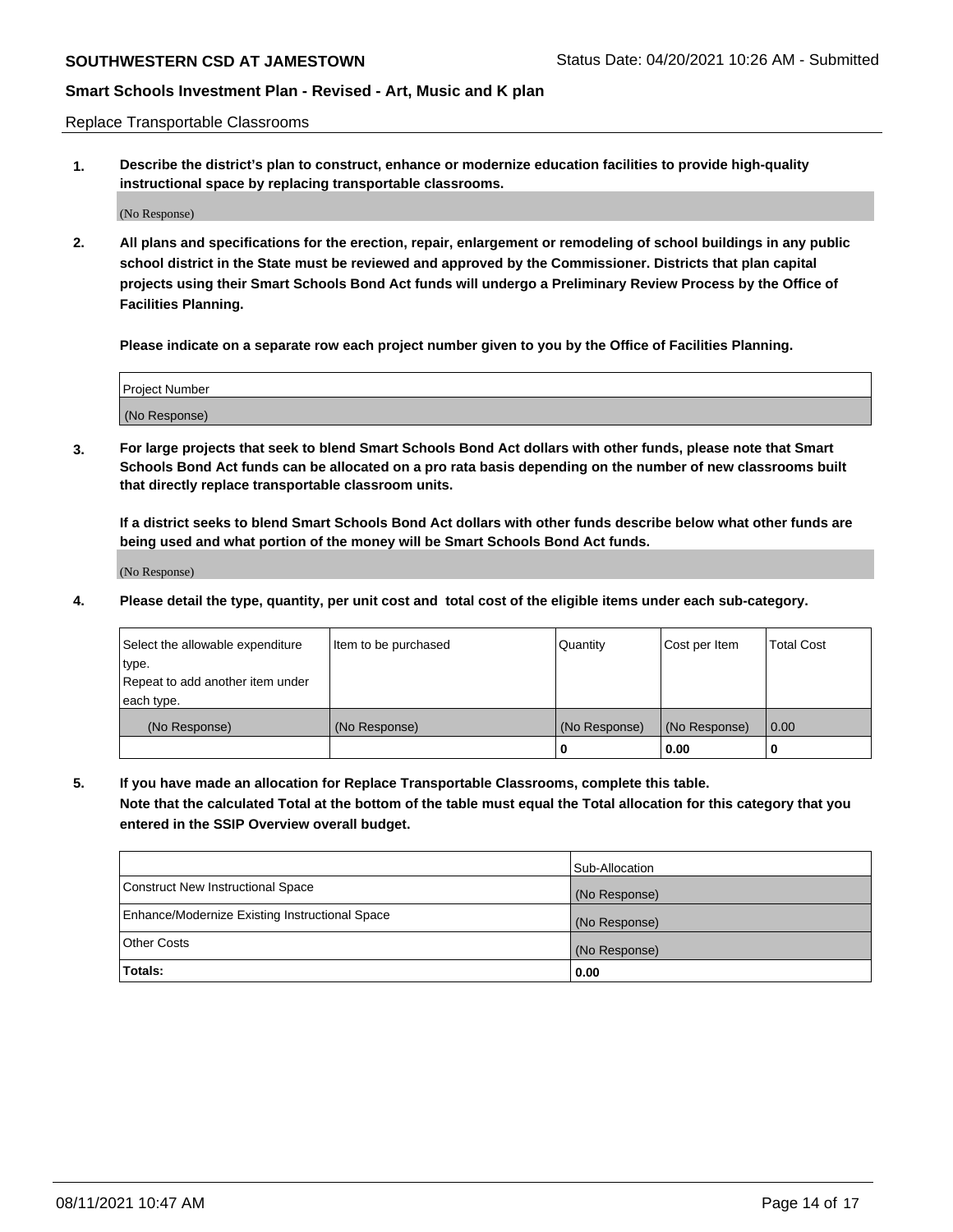Replace Transportable Classrooms

1. **Describe the district's plan to construct, enhance or modernize education facilities to provide high-quality instructional space by replacing transportable classrooms.**

(No Response)

2. **All plans and specifications for the erection, repair, enlargement or remodeling of school buildings in any public school district in the State must be reviewed and approved by the Commissioner. Districts that plan capital projects using their Smart Schools Bond Act funds will undergo a Preliminary Review Process by the Office of Facilities Planning.**

**Please indicate on a separate row each project number given to you by the Office of Facilities Planning.**

| Project Number |
|---|
| (No Response) |

3. **For large projects that seek to blend Smart Schools Bond Act dollars with other funds, please note that Smart Schools Bond Act funds can be allocated on a pro rata basis depending on the number of new classrooms built that directly replace transportable classroom units.**

**If a district seeks to blend Smart Schools Bond Act dollars with other funds describe below what other funds are being used and what portion of the money will be Smart Schools Bond Act funds.**

(No Response)

4. **Please detail the type, quantity, per unit cost and total cost of the eligible items under each sub-category.**

| Select the allowable expenditure type. Repeat to add another item under each type. | Item to be purchased | Quantity | Cost per Item | Total Cost |
|---|---|---|---|---|
| (No Response) | (No Response) | (No Response) | (No Response) | 0.00 |
| | | 0 | 0.00 | 0 |

5. **If you have made an allocation for Replace Transportable Classrooms, complete this table. Note that the calculated Total at the bottom of the table must equal the Total allocation for this category that you entered in the SSIP Overview overall budget.**

| | Sub-Allocation |
|---|---|
| Construct New Instructional Space | (No Response) |
| Enhance/Modernize Existing Instructional Space | (No Response) |
| Other Costs | (No Response) |
| **Totals:** | **0.00** |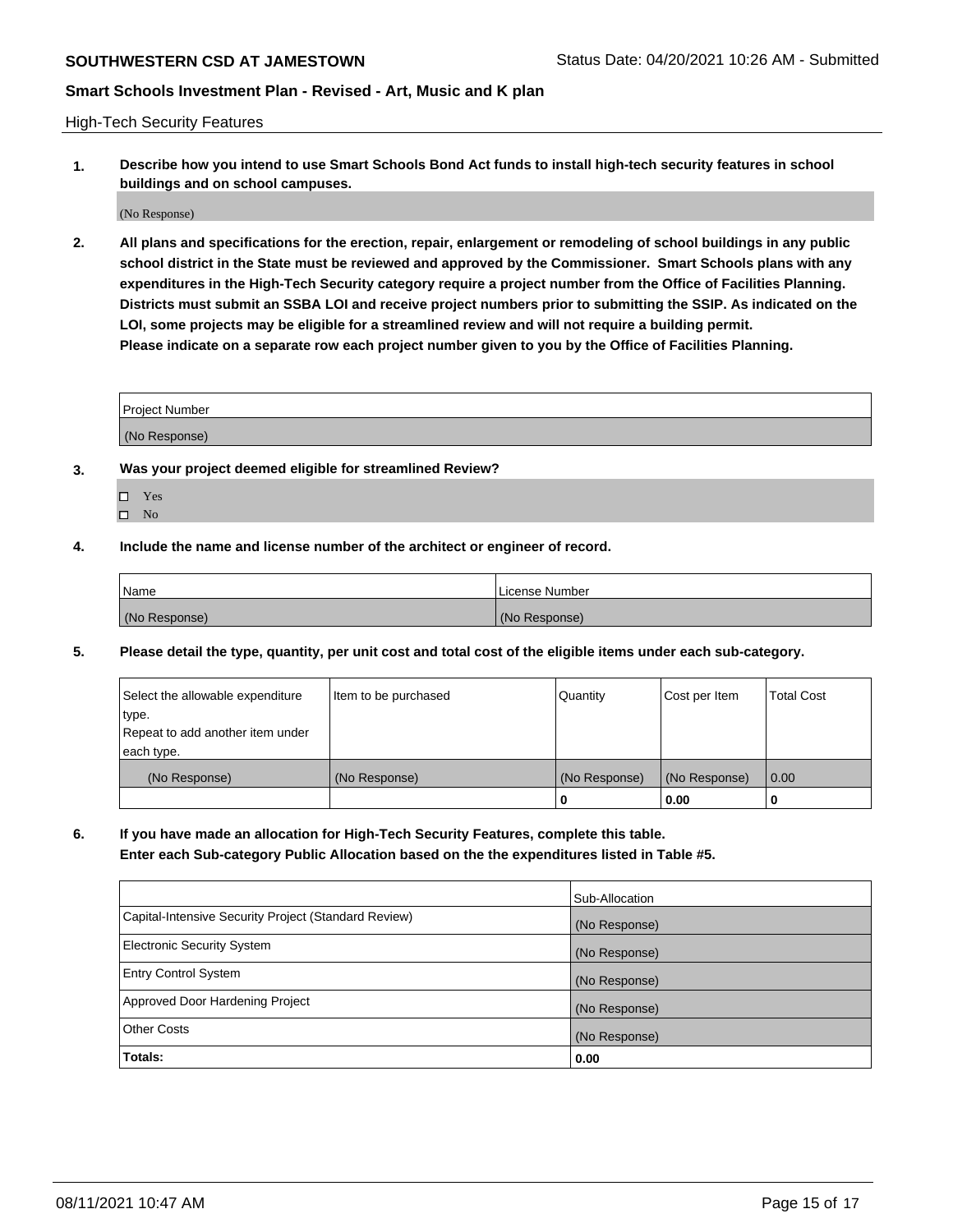## High-Tech Security Features

**1. Describe how you intend to use Smart Schools Bond Act funds to install high-tech security features in school buildings and on school campuses.**

(No Response)

**2. All plans and specifications for the erection, repair, enlargement or remodeling of school buildings in any public school district in the State must be reviewed and approved by the Commissioner. Smart Schools plans with any expenditures in the High-Tech Security category require a project number from the Office of Facilities Planning. Districts must submit an SSBA LOI and receive project numbers prior to submitting the SSIP. As indicated on the LOI, some projects may be eligible for a streamlined review and will not require a building permit. Please indicate on a separate row each project number given to you by the Office of Facilities Planning.**

| Project Number |
|---|
| (No Response) |

**3. Was your project deemed eligible for streamlined Review?**

- ☐ Yes
- ☐ No

**4. Include the name and license number of the architect or engineer of record.**

| Name | License Number |
|---|---|
| (No Response) | (No Response) |

**5. Please detail the type, quantity, per unit cost and total cost of the eligible items under each sub-category.**

| Select the allowable expenditure type. Repeat to add another item under each type. | Item to be purchased | Quantity | Cost per Item | Total Cost |
|---|---|---|---|---|
| (No Response) | (No Response) | (No Response) | (No Response) | 0.00 |
| | | 0 | 0.00 | 0 |

**6. If you have made an allocation for High-Tech Security Features, complete this table. Enter each Sub-category Public Allocation based on the the expenditures listed in Table #5.**

| | Sub-Allocation |
|---|---|
| Capital-Intensive Security Project (Standard Review) | (No Response) |
| Electronic Security System | (No Response) |
| Entry Control System | (No Response) |
| Approved Door Hardening Project | (No Response) |
| Other Costs | (No Response) |
| **Totals:** | **0.00** |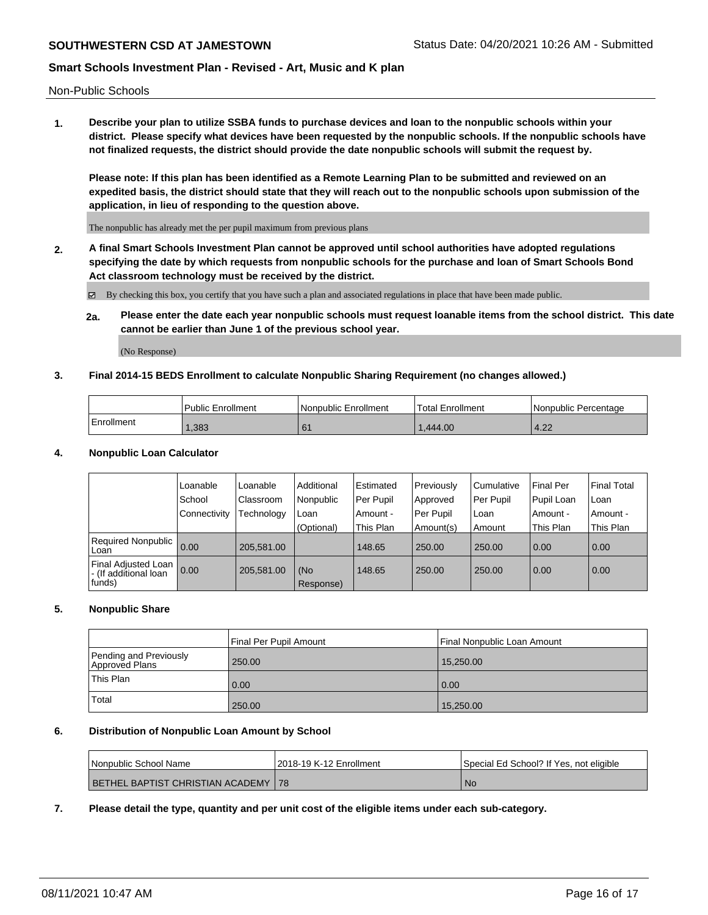Non-Public Schools

**1. Describe your plan to utilize SSBA funds to purchase devices and loan to the nonpublic schools within your district. Please specify what devices have been requested by the nonpublic schools. If the nonpublic schools have not finalized requests, the district should provide the date nonpublic schools will submit the request by.**

**Please note: If this plan has been identified as a Remote Learning Plan to be submitted and reviewed on an expedited basis, the district should state that they will reach out to the nonpublic schools upon submission of the application, in lieu of responding to the question above.**

The nonpublic has already met the per pupil maximum from previous plans

**2. A final Smart Schools Investment Plan cannot be approved until school authorities have adopted regulations specifying the date by which requests from nonpublic schools for the purchase and loan of Smart Schools Bond Act classroom technology must be received by the district.**

☑ By checking this box, you certify that you have such a plan and associated regulations in place that have been made public.

**2a. Please enter the date each year nonpublic schools must request loanable items from the school district. This date cannot be earlier than June 1 of the previous school year.**

(No Response)

**3. Final 2014-15 BEDS Enrollment to calculate Nonpublic Sharing Requirement (no changes allowed.)**

| | Public Enrollment | Nonpublic Enrollment | Total Enrollment | Nonpublic Percentage |
|---|---|---|---|---|
| Enrollment | 1,383 | 61 | 1,444.00 | 4.22 |

**4. Nonpublic Loan Calculator**

| | Loanable School Connectivity | Loanable Classroom Technology | Additional Nonpublic Loan (Optional) | Estimated Per Pupil Amount - This Plan | Previously Approved Per Pupil Amount(s) | Cumulative Per Pupil Loan Amount | Final Per Pupil Loan Amount - This Plan | Final Total Loan Amount - This Plan |
|---|---|---|---|---|---|---|---|---|
| Required Nonpublic Loan | 0.00 | 205,581.00 | | 148.65 | 250.00 | 250.00 | 0.00 | 0.00 |
| Final Adjusted Loan - (If additional loan funds) | 0.00 | 205,581.00 | (No Response) | 148.65 | 250.00 | 250.00 | 0.00 | 0.00 |

**5. Nonpublic Share**

| | Final Per Pupil Amount | Final Nonpublic Loan Amount |
|---|---|---|
| Pending and Previously Approved Plans | 250.00 | 15,250.00 |
| This Plan | 0.00 | 0.00 |
| Total | 250.00 | 15,250.00 |

**6. Distribution of Nonpublic Loan Amount by School**

| Nonpublic School Name | 2018-19 K-12 Enrollment | Special Ed School? If Yes, not eligible |
|---|---|---|
| BETHEL BAPTIST CHRISTIAN ACADEMY | 78 | No |

**7. Please detail the type, quantity and per unit cost of the eligible items under each sub-category.**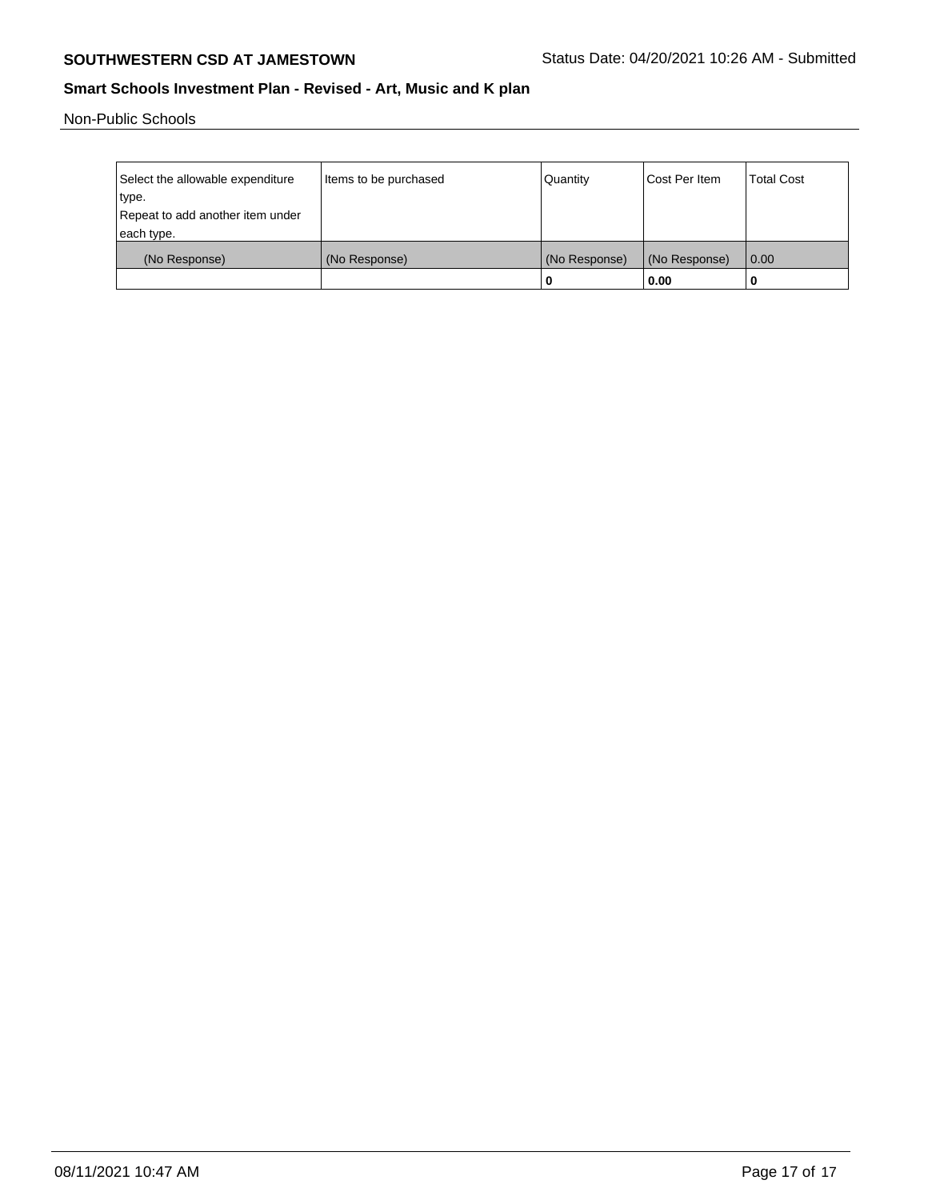Non-Public Schools

| Select the allowable expenditure type. Repeat to add another item under each type. | Items to be purchased | Quantity | Cost Per Item | Total Cost |
|---|---|---|---|---|
| (No Response) | (No Response) | (No Response) | (No Response) | 0.00 |
| | | **0** | **0.00** | **0** |